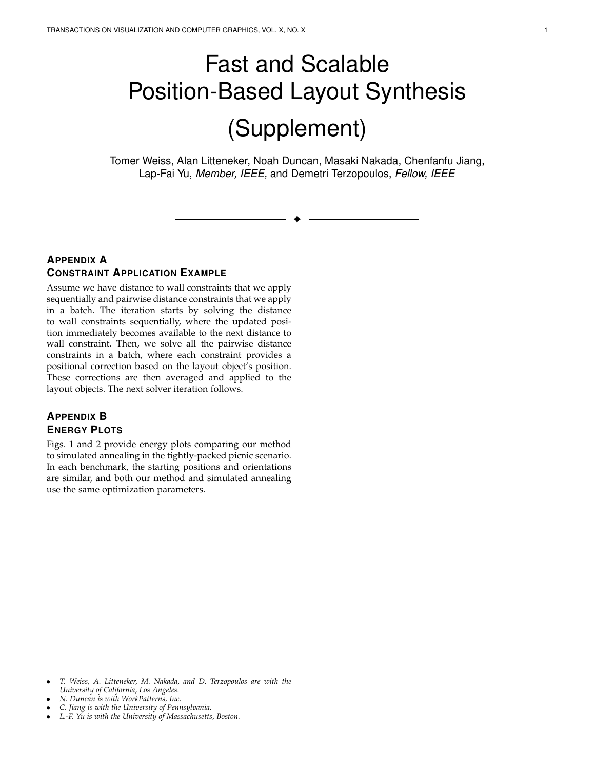# Fast and Scalable Position-Based Layout Synthesis (Supplement)

Tomer Weiss, Alan Litteneker, Noah Duncan, Masaki Nakada, Chenfanfu Jiang, Lap-Fai Yu, *Member, IEEE,* and Demetri Terzopoulos, *Fellow, IEEE*

---

## Appendix A
## Constraint Application Example

Assume we have distance to wall constraints that we apply sequentially and pairwise distance constraints that we apply in a batch. The iteration starts by solving the distance to wall constraints sequentially, where the updated position immediately becomes available to the next distance to wall constraint. Then, we solve all the pairwise distance constraints in a batch, where each constraint provides a positional correction based on the layout object's position. These corrections are then averaged and applied to the layout objects. The next solver iteration follows.

## Appendix B
## Energy Plots

Figs. 1 and 2 provide energy plots comparing our method to simulated annealing in the tightly-packed picnic scenario. In each benchmark, the starting positions and orientations are similar, and both our method and simulated annealing use the same optimization parameters.

---

- *T. Weiss, A. Litteneker, M. Nakada, and D. Terzopoulos are with the University of California, Los Angeles.*
- *N. Duncan is with WorkPatterns, Inc.*
- *C. Jiang is with the University of Pennsylvania.*
- *L.-F. Yu is with the University of Massachusetts, Boston.*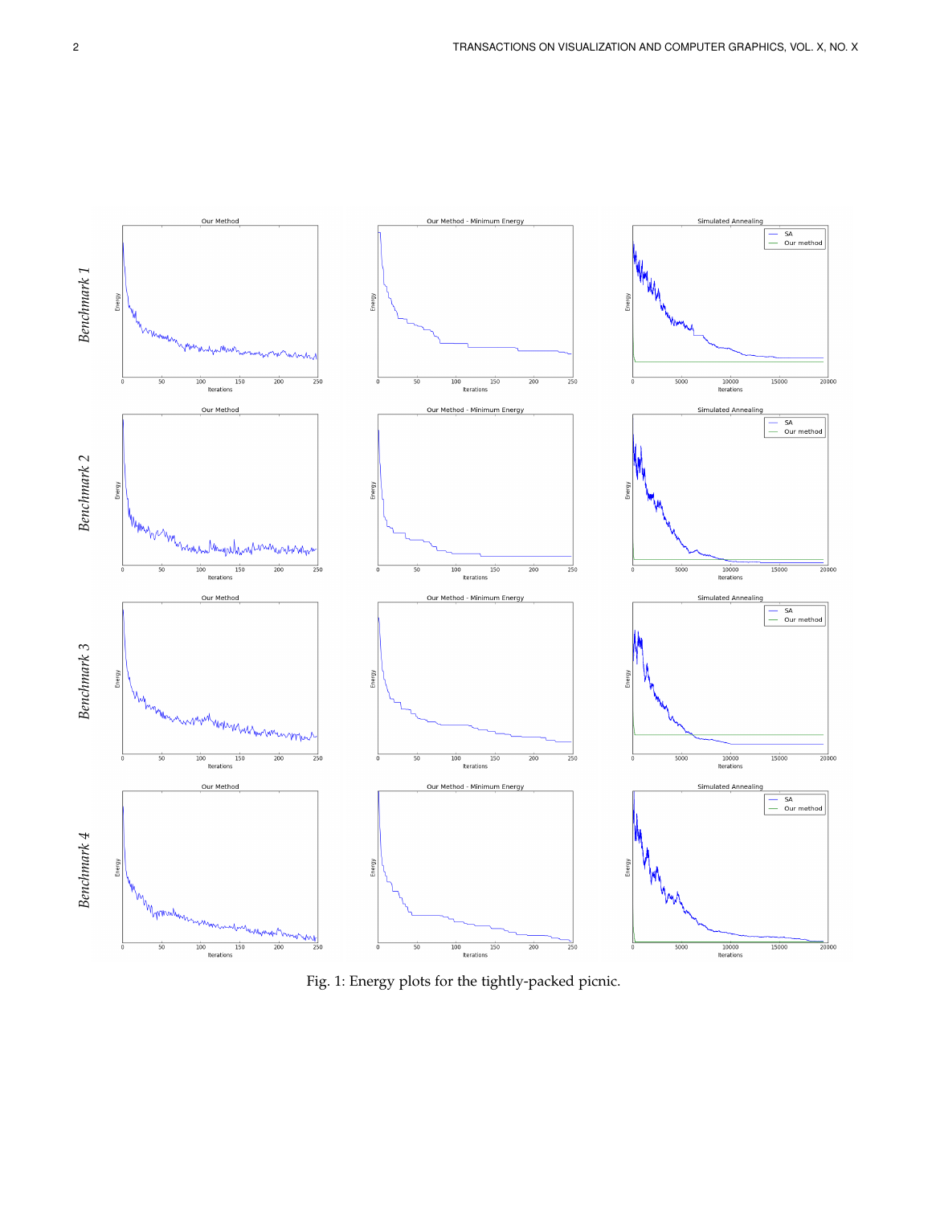Fig. 1: Energy plots for the tightly-packed picnic.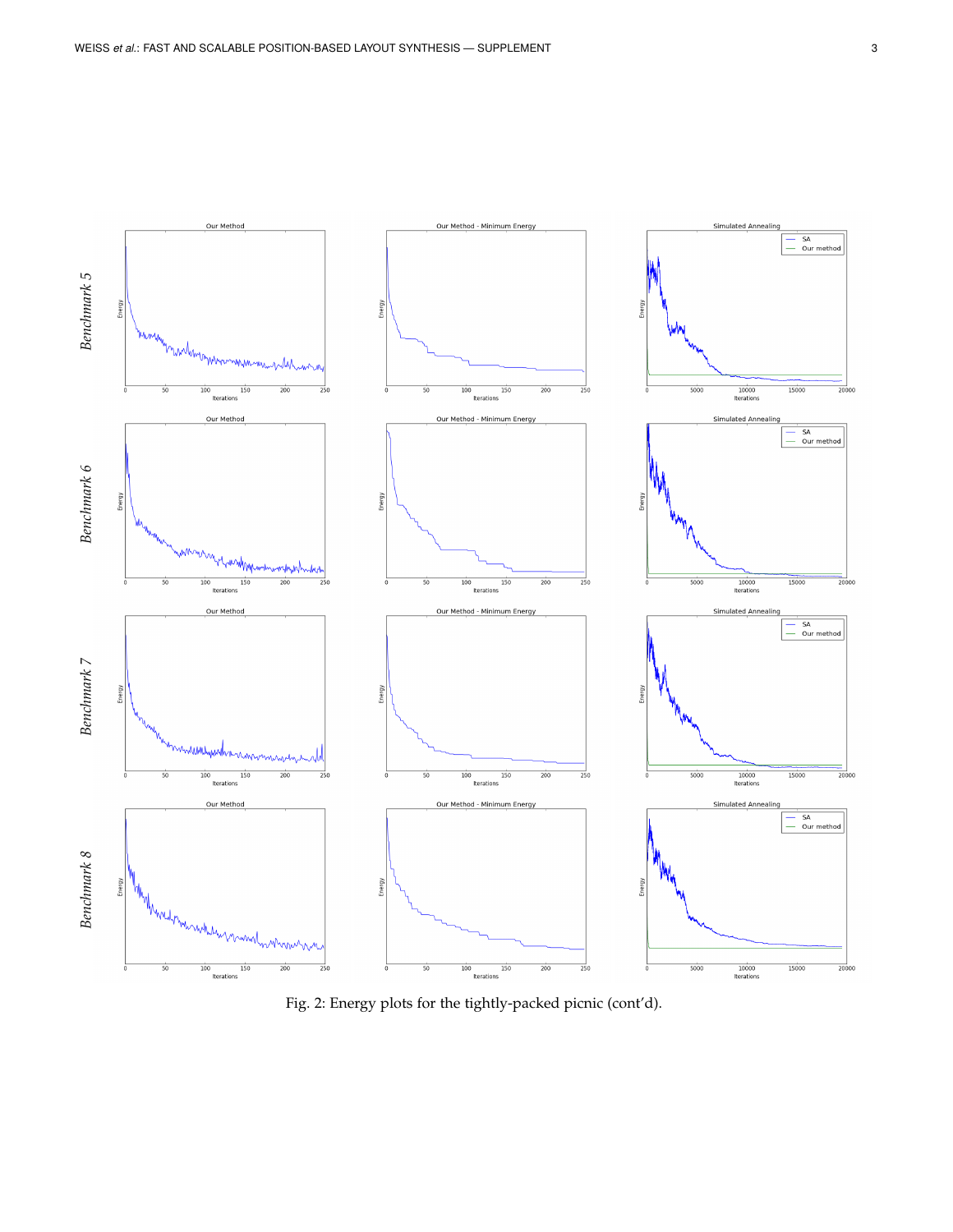Benchmark 5

Our Method

Energy

0 50 100 150 200 250

Iterations

Our Method - Minimum Energy

Energy

0 50 100 150 200 250

Iterations

Simulated Annealing

SA
Our method

Energy

0 5000 10000 15000 20000

Iterations

Benchmark 6

Our Method

Energy

0 50 100 150 200 250

Iterations

Our Method - Minimum Energy

Energy

0 50 100 150 200 250

Iterations

Simulated Annealing

SA
Our method

Energy

0 5000 10000 15000 20000

Iterations

Benchmark 7

Our Method

Energy

0 50 100 150 200 250

Iterations

Our Method - Minimum Energy

Energy

0 50 100 150 200 250

Iterations

Simulated Annealing

SA
Our method

Energy

0 5000 10000 15000 20000

Iterations

Benchmark 8

Our Method

Energy

0 50 100 150 200 250

Iterations

Our Method - Minimum Energy

Energy

0 50 100 150 200 250

Iterations

Simulated Annealing

SA
Our method

Energy

0 5000 10000 15000 20000

Iterations

Fig. 2: Energy plots for the tightly-packed picnic (cont'd).